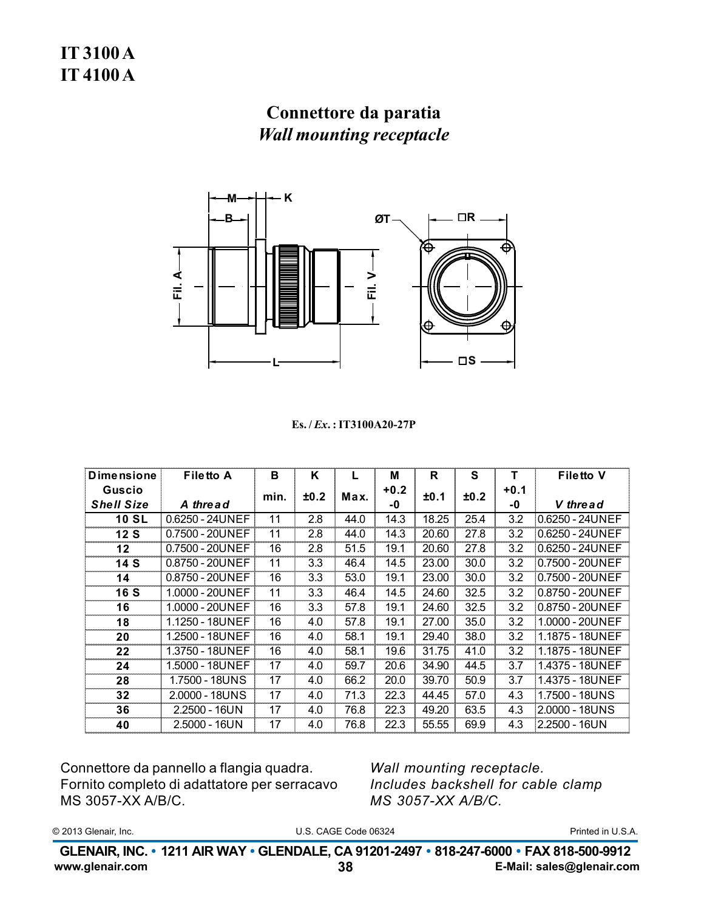# IT 3100 A
# IT 4100 A

## Connettore da paratia
### *Wall mounting receptacle*

**Es. / *Ex.* : IT3100A20-27P**

| Dimensione Guscio *Shell Size* | Filetto A *A thread* | B min. | K ±0.2 | L Max. | M +0.2 -0 | R ±0.1 | S ±0.2 | T +0.1 -0 | Filetto V *V thread* |
|---|---|---|---|---|---|---|---|---|---|
| 10 SL | 0.6250 - 24UNEF | 11 | 2.8 | 44.0 | 14.3 | 18.25 | 25.4 | 3.2 | 0.6250 - 24UNEF |
| 12 S | 0.7500 - 20UNEF | 11 | 2.8 | 44.0 | 14.3 | 20.60 | 27.8 | 3.2 | 0.6250 - 24UNEF |
| 12 | 0.7500 - 20UNEF | 16 | 2.8 | 51.5 | 19.1 | 20.60 | 27.8 | 3.2 | 0.6250 - 24UNEF |
| 14 S | 0.8750 - 20UNEF | 11 | 3.3 | 46.4 | 14.5 | 23.00 | 30.0 | 3.2 | 0.7500 - 20UNEF |
| 14 | 0.8750 - 20UNEF | 16 | 3.3 | 53.0 | 19.1 | 23.00 | 30.0 | 3.2 | 0.7500 - 20UNEF |
| 16 S | 1.0000 - 20UNEF | 11 | 3.3 | 46.4 | 14.5 | 24.60 | 32.5 | 3.2 | 0.8750 - 20UNEF |
| 16 | 1.0000 - 20UNEF | 16 | 3.3 | 57.8 | 19.1 | 24.60 | 32.5 | 3.2 | 0.8750 - 20UNEF |
| 18 | 1.1250 - 18UNEF | 16 | 4.0 | 57.8 | 19.1 | 27.00 | 35.0 | 3.2 | 1.0000 - 20UNEF |
| 20 | 1.2500 - 18UNEF | 16 | 4.0 | 58.1 | 19.1 | 29.40 | 38.0 | 3.2 | 1.1875 - 18UNEF |
| 22 | 1.3750 - 18UNEF | 16 | 4.0 | 58.1 | 19.6 | 31.75 | 41.0 | 3.2 | 1.1875 - 18UNEF |
| 24 | 1.5000 - 18UNEF | 17 | 4.0 | 59.7 | 20.6 | 34.90 | 44.5 | 3.7 | 1.4375 - 18UNEF |
| 28 | 1.7500 - 18UNS | 17 | 4.0 | 66.2 | 20.0 | 39.70 | 50.9 | 3.7 | 1.4375 - 18UNEF |
| 32 | 2.0000 - 18UNS | 17 | 4.0 | 71.3 | 22.3 | 44.45 | 57.0 | 4.3 | 1.7500 - 18UNS |
| 36 | 2.2500 - 16UN | 17 | 4.0 | 76.8 | 22.3 | 49.20 | 63.5 | 4.3 | 2.0000 - 18UNS |
| 40 | 2.5000 - 16UN | 17 | 4.0 | 76.8 | 22.3 | 55.55 | 69.9 | 4.3 | 2.2500 - 16UN |

Connettore da pannello a flangia quadra.
Fornito completo di adattatore per serracavo
MS 3057-XX A/B/C.

*Wall mounting receptacle.*
*Includes backshell for cable clamp*
*MS 3057-XX A/B/C.*

© 2013 Glenair, Inc. U.S. CAGE Code 06324 Printed in U.S.A.

**GLENAIR, INC. • 1211 AIR WAY • GLENDALE, CA 91201-2497 • 818-247-6000 • FAX 818-500-9912**
**www.glenair.com** **E-Mail: sales@glenair.com**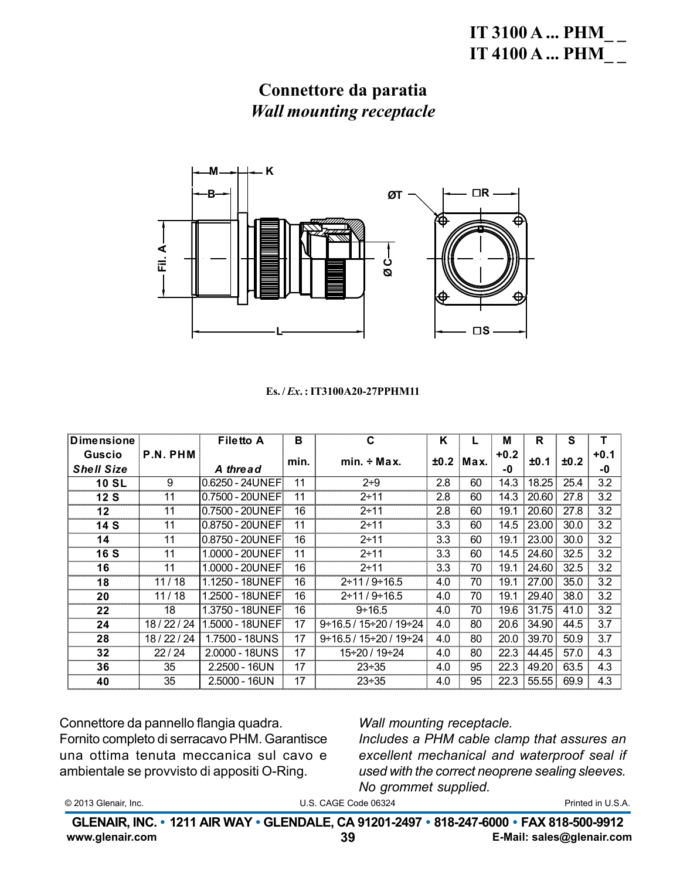# IT 3100 A ... PHM_ _
# IT 4100 A ... PHM_ _

## Connettore da paratia
## *Wall mounting receptacle*

**Es. / *Ex.* : IT3100A20-27PPHM11**

| Dimensione Guscio *Shell Size* | P.N. PHM | Filetto A *A thread* | B min. | C min. ÷ Max. | K ±0.2 | L Max. | M +0.2 -0 | R ±0.1 | S ±0.2 | T +0.1 -0 |
|---|---|---|---|---|---|---|---|---|---|---|
| **10 SL** | 9 | 0.6250 - 24UNEF | 11 | 2÷9 | 2.8 | 60 | 14.3 | 18.25 | 25.4 | 3.2 |
| **12 S** | 11 | 0.7500 - 20UNEF | 11 | 2÷11 | 2.8 | 60 | 14.3 | 20.60 | 27.8 | 3.2 |
| **12** | 11 | 0.7500 - 20UNEF | 16 | 2÷11 | 2.8 | 60 | 19.1 | 20.60 | 27.8 | 3.2 |
| **14 S** | 11 | 0.8750 - 20UNEF | 11 | 2÷11 | 3.3 | 60 | 14.5 | 23.00 | 30.0 | 3.2 |
| **14** | 11 | 0.8750 - 20UNEF | 16 | 2÷11 | 3.3 | 60 | 19.1 | 23.00 | 30.0 | 3.2 |
| **16 S** | 11 | 1.0000 - 20UNEF | 11 | 2÷11 | 3.3 | 60 | 14.5 | 24.60 | 32.5 | 3.2 |
| **16** | 11 | 1.0000 - 20UNEF | 16 | 2÷11 | 3.3 | 70 | 19.1 | 24.60 | 32.5 | 3.2 |
| **18** | 11 / 18 | 1.1250 - 18UNEF | 16 | 2÷11 / 9÷16.5 | 4.0 | 70 | 19.1 | 27.00 | 35.0 | 3.2 |
| **20** | 11 / 18 | 1.2500 - 18UNEF | 16 | 2÷11 / 9÷16.5 | 4.0 | 70 | 19.1 | 29.40 | 38.0 | 3.2 |
| **22** | 18 | 1.3750 - 18UNEF | 16 | 9÷16.5 | 4.0 | 70 | 19.6 | 31.75 | 41.0 | 3.2 |
| **24** | 18 / 22 / 24 | 1.5000 - 18UNEF | 17 | 9÷16.5 / 15÷20 / 19÷24 | 4.0 | 80 | 20.6 | 34.90 | 44.5 | 3.7 |
| **28** | 18 / 22 / 24 | 1.7500 - 18UNS | 17 | 9÷16.5 / 15÷20 / 19÷24 | 4.0 | 80 | 20.0 | 39.70 | 50.9 | 3.7 |
| **32** | 22 / 24 | 2.0000 - 18UNS | 17 | 15÷20 / 19÷24 | 4.0 | 80 | 22.3 | 44.45 | 57.0 | 4.3 |
| **36** | 35 | 2.2500 - 16UN | 17 | 23÷35 | 4.0 | 95 | 22.3 | 49.20 | 63.5 | 4.3 |
| **40** | 35 | 2.5000 - 16UN | 17 | 23÷35 | 4.0 | 95 | 22.3 | 55.55 | 69.9 | 4.3 |

Connettore da pannello flangia quadra.
Fornito completo di serracavo PHM. Garantisce una ottima tenuta meccanica sul cavo e ambientale se provvisto di appositi O-Ring.

*Wall mounting receptacle.*
*Includes a PHM cable clamp that assures an excellent mechanical and waterproof seal if used with the correct neoprene sealing sleeves. No grommet supplied.*

© 2013 Glenair, Inc. U.S. CAGE Code 06324 Printed in U.S.A.

**GLENAIR, INC. • 1211 AIR WAY • GLENDALE, CA 91201-2497 • 818-247-6000 • FAX 818-500-9912**
**www.glenair.com** **E-Mail: sales@glenair.com**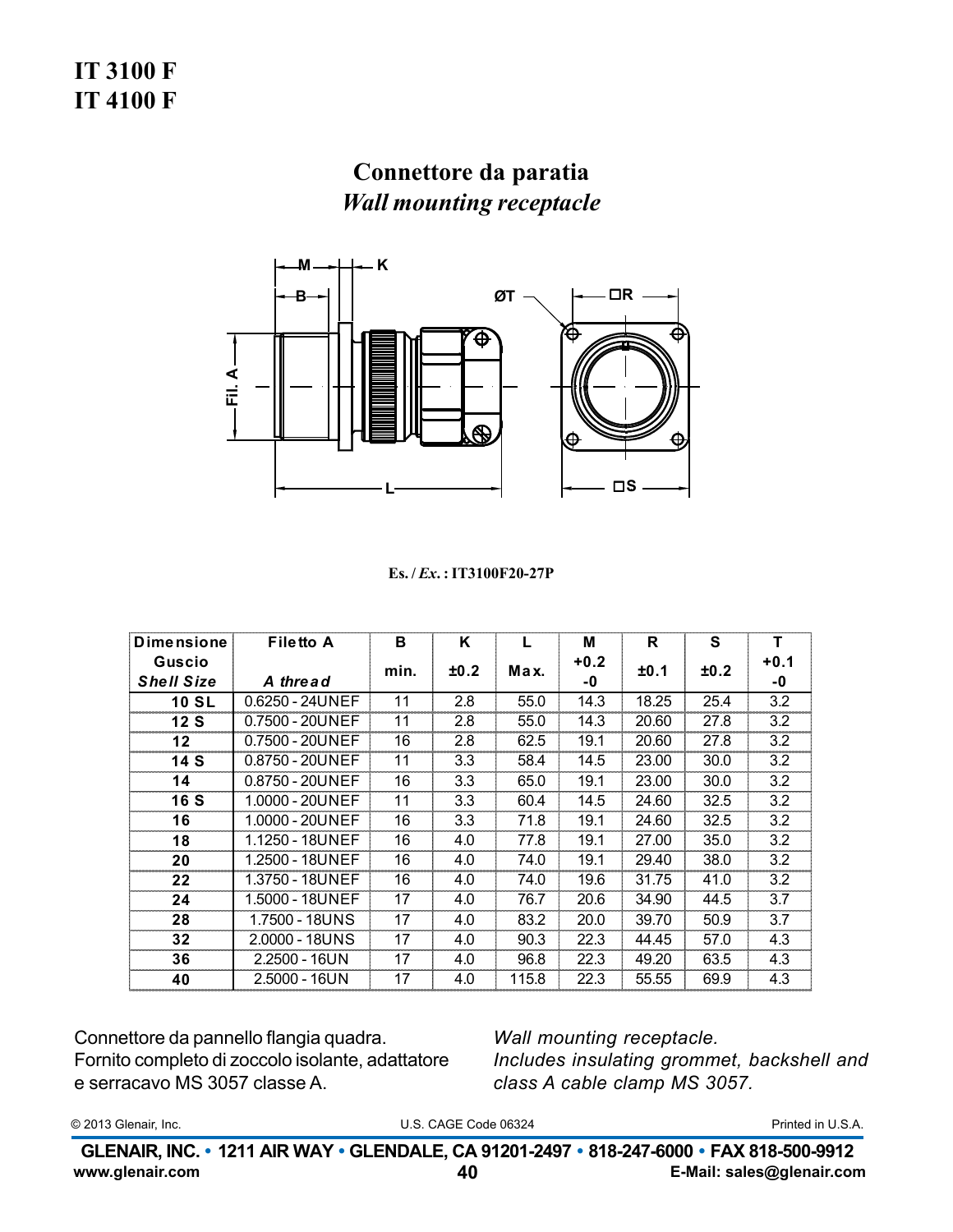# IT 3100 F
# IT 4100 F

## Connettore da paratia
### *Wall mounting receptacle*

**Es. / *Ex.* : IT3100F20-27P**

| Dimensione Guscio *Shell Size* | Filetto A *A thread* | B min. | K ±0.2 | L Max. | M +0.2 -0 | R ±0.1 | S ±0.2 | T +0.1 -0 |
|---|---|---|---|---|---|---|---|---|
| 10 SL | 0.6250 - 24UNEF | 11 | 2.8 | 55.0 | 14.3 | 18.25 | 25.4 | 3.2 |
| 12 S | 0.7500 - 20UNEF | 11 | 2.8 | 55.0 | 14.3 | 20.60 | 27.8 | 3.2 |
| 12 | 0.7500 - 20UNEF | 16 | 2.8 | 62.5 | 19.1 | 20.60 | 27.8 | 3.2 |
| 14 S | 0.8750 - 20UNEF | 11 | 3.3 | 58.4 | 14.5 | 23.00 | 30.0 | 3.2 |
| 14 | 0.8750 - 20UNEF | 16 | 3.3 | 65.0 | 19.1 | 23.00 | 30.0 | 3.2 |
| 16 S | 1.0000 - 20UNEF | 11 | 3.3 | 60.4 | 14.5 | 24.60 | 32.5 | 3.2 |
| 16 | 1.0000 - 20UNEF | 16 | 3.3 | 71.8 | 19.1 | 24.60 | 32.5 | 3.2 |
| 18 | 1.1250 - 18UNEF | 16 | 4.0 | 77.8 | 19.1 | 27.00 | 35.0 | 3.2 |
| 20 | 1.2500 - 18UNEF | 16 | 4.0 | 74.0 | 19.1 | 29.40 | 38.0 | 3.2 |
| 22 | 1.3750 - 18UNEF | 16 | 4.0 | 74.0 | 19.6 | 31.75 | 41.0 | 3.2 |
| 24 | 1.5000 - 18UNEF | 17 | 4.0 | 76.7 | 20.6 | 34.90 | 44.5 | 3.7 |
| 28 | 1.7500 - 18UNS | 17 | 4.0 | 83.2 | 20.0 | 39.70 | 50.9 | 3.7 |
| 32 | 2.0000 - 18UNS | 17 | 4.0 | 90.3 | 22.3 | 44.45 | 57.0 | 4.3 |
| 36 | 2.2500 - 16UN | 17 | 4.0 | 96.8 | 22.3 | 49.20 | 63.5 | 4.3 |
| 40 | 2.5000 - 16UN | 17 | 4.0 | 115.8 | 22.3 | 55.55 | 69.9 | 4.3 |

Connettore da pannello flangia quadra.
Fornito completo di zoccolo isolante, adattatore e serracavo MS 3057 classe A.

*Wall mounting receptacle.*
*Includes insulating grommet, backshell and class A cable clamp MS 3057.*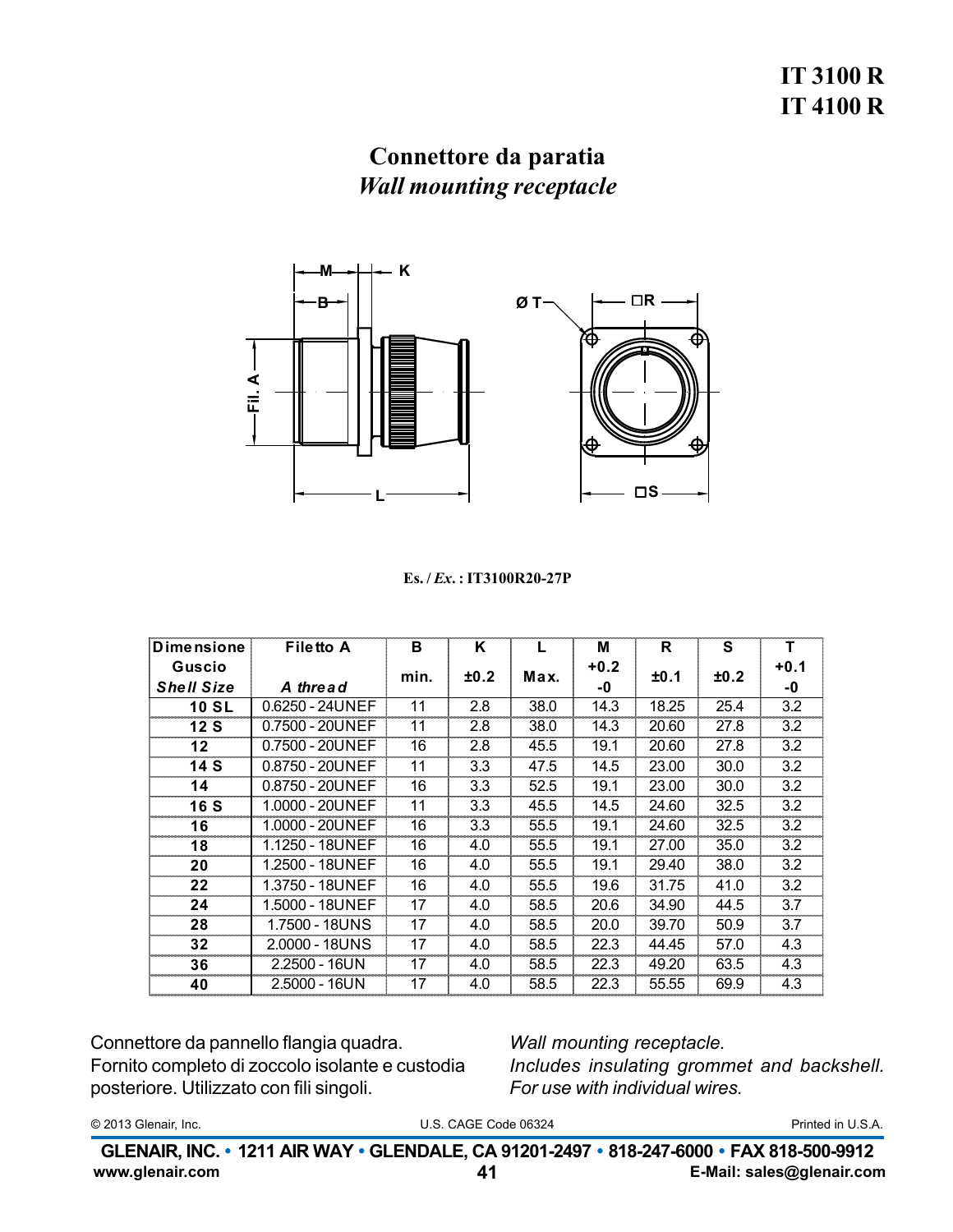# IT 3100 R
# IT 4100 R

## Connettore da paratia
## *Wall mounting receptacle*

M
K
B
Ø T
☐R
Fil. A
L
☐S

**Es. / *Ex.* : IT3100R20-27P**

| Dimensione Guscio *Shell Size* | Filetto A *A thread* | B min. | K ±0.2 | L Max. | M +0.2 -0 | R ±0.1 | S ±0.2 | T +0.1 -0 |
|---|---|---|---|---|---|---|---|---|
| **10 SL** | 0.6250 - 24UNEF | 11 | 2.8 | 38.0 | 14.3 | 18.25 | 25.4 | 3.2 |
| **12 S** | 0.7500 - 20UNEF | 11 | 2.8 | 38.0 | 14.3 | 20.60 | 27.8 | 3.2 |
| **12** | 0.7500 - 20UNEF | 16 | 2.8 | 45.5 | 19.1 | 20.60 | 27.8 | 3.2 |
| **14 S** | 0.8750 - 20UNEF | 11 | 3.3 | 47.5 | 14.5 | 23.00 | 30.0 | 3.2 |
| **14** | 0.8750 - 20UNEF | 16 | 3.3 | 52.5 | 19.1 | 23.00 | 30.0 | 3.2 |
| **16 S** | 1.0000 - 20UNEF | 11 | 3.3 | 45.5 | 14.5 | 24.60 | 32.5 | 3.2 |
| **16** | 1.0000 - 20UNEF | 16 | 3.3 | 55.5 | 19.1 | 24.60 | 32.5 | 3.2 |
| **18** | 1.1250 - 18UNEF | 16 | 4.0 | 55.5 | 19.1 | 27.00 | 35.0 | 3.2 |
| **20** | 1.2500 - 18UNEF | 16 | 4.0 | 55.5 | 19.1 | 29.40 | 38.0 | 3.2 |
| **22** | 1.3750 - 18UNEF | 16 | 4.0 | 55.5 | 19.6 | 31.75 | 41.0 | 3.2 |
| **24** | 1.5000 - 18UNEF | 17 | 4.0 | 58.5 | 20.6 | 34.90 | 44.5 | 3.7 |
| **28** | 1.7500 - 18UNS | 17 | 4.0 | 58.5 | 20.0 | 39.70 | 50.9 | 3.7 |
| **32** | 2.0000 - 18UNS | 17 | 4.0 | 58.5 | 22.3 | 44.45 | 57.0 | 4.3 |
| **36** | 2.2500 - 16UN | 17 | 4.0 | 58.5 | 22.3 | 49.20 | 63.5 | 4.3 |
| **40** | 2.5000 - 16UN | 17 | 4.0 | 58.5 | 22.3 | 55.55 | 69.9 | 4.3 |

Connettore da pannello flangia quadra. Fornito completo di zoccolo isolante e custodia posteriore. Utilizzato con fili singoli.

*Wall mounting receptacle. Includes insulating grommet and backshell. For use with individual wires.*